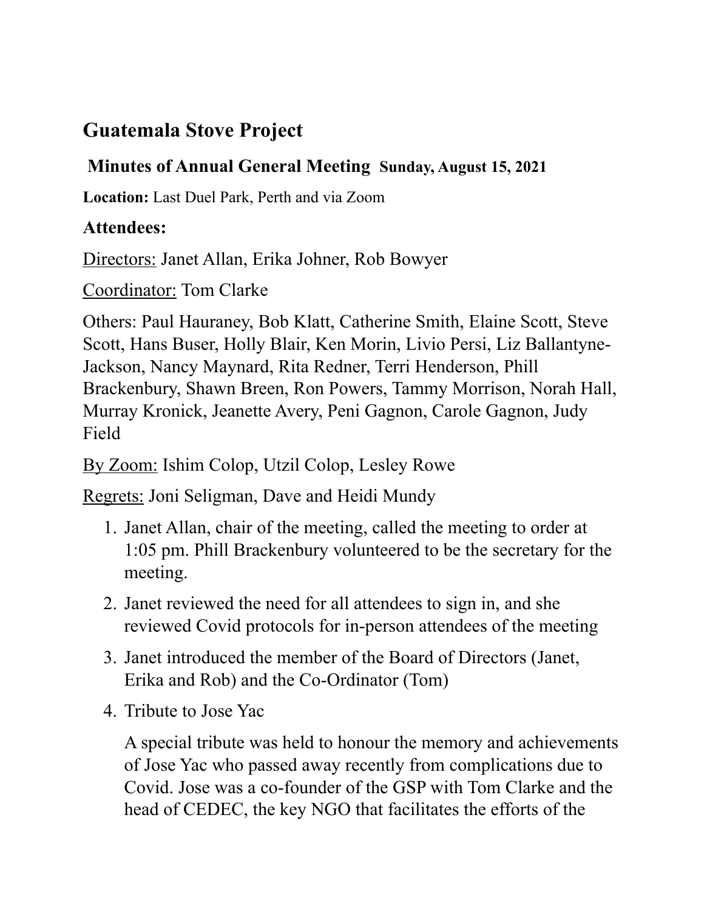## Guatemala Stove Project

### Minutes of Annual General Meeting Sunday, August 15, 2021

**Location:** Last Duel Park, Perth and via Zoom

### Attendees:

Directors: Janet Allan, Erika Johner, Rob Bowyer

Coordinator: Tom Clarke

Others: Paul Hauraney, Bob Klatt, Catherine Smith, Elaine Scott, Steve Scott, Hans Buser, Holly Blair, Ken Morin, Livio Persi, Liz Ballantyne-Jackson, Nancy Maynard, Rita Redner, Terri Henderson, Phill Brackenbury, Shawn Breen, Ron Powers, Tammy Morrison, Norah Hall, Murray Kronick, Jeanette Avery, Peni Gagnon, Carole Gagnon, Judy Field

By Zoom: Ishim Colop, Utzil Colop, Lesley Rowe

Regrets: Joni Seligman, Dave and Heidi Mundy

1. Janet Allan, chair of the meeting, called the meeting to order at 1:05 pm. Phill Brackenbury volunteered to be the secretary for the meeting.
2. Janet reviewed the need for all attendees to sign in, and she reviewed Covid protocols for in-person attendees of the meeting
3. Janet introduced the member of the Board of Directors (Janet, Erika and Rob) and the Co-Ordinator (Tom)
4. Tribute to Jose Yac

   A special tribute was held to honour the memory and achievements of Jose Yac who passed away recently from complications due to Covid. Jose was a co-founder of the GSP with Tom Clarke and the head of CEDEC, the key NGO that facilitates the efforts of the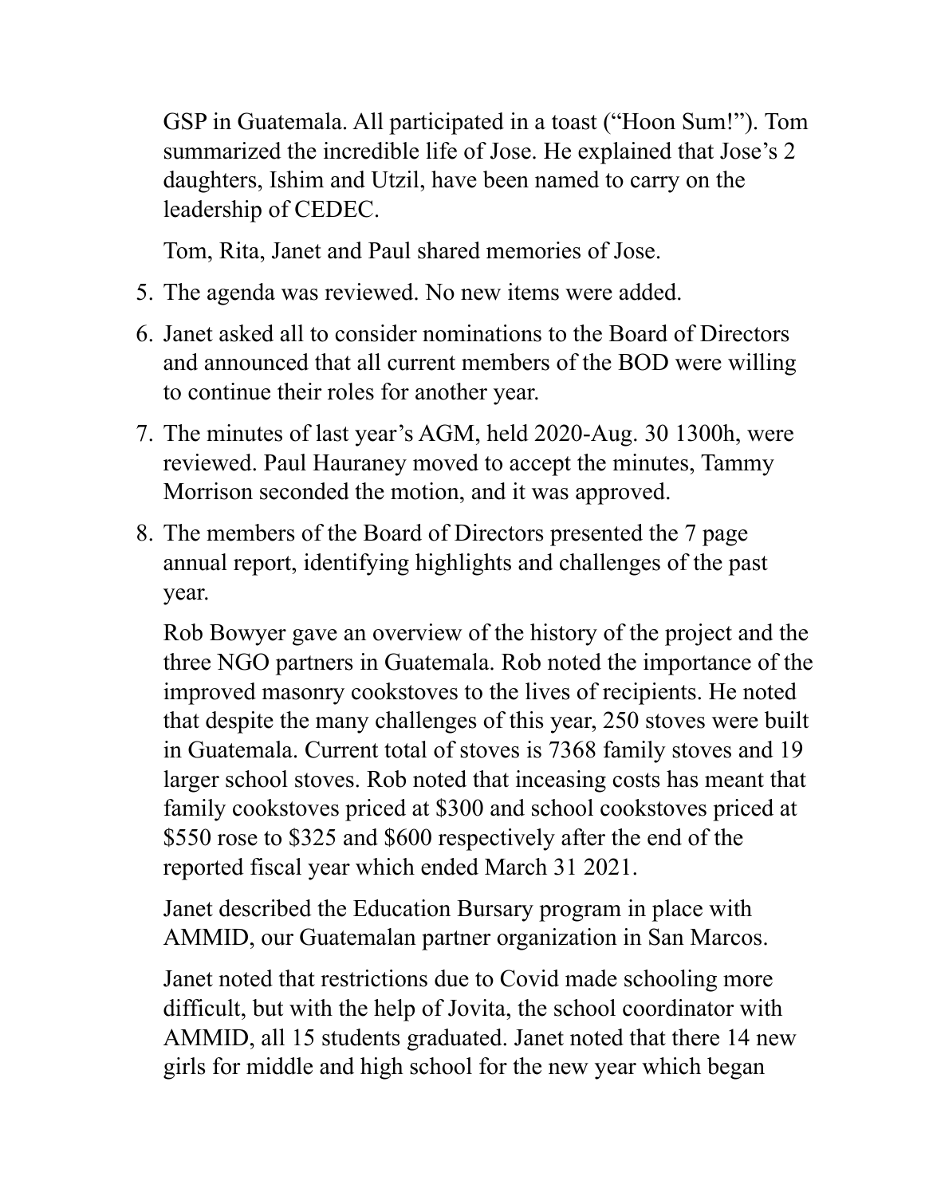GSP in Guatemala. All participated in a toast ("Hoon Sum!"). Tom summarized the incredible life of Jose. He explained that Jose's 2 daughters, Ishim and Utzil, have been named to carry on the leadership of CEDEC.

Tom, Rita, Janet and Paul shared memories of Jose.

5. The agenda was reviewed. No new items were added.
6. Janet asked all to consider nominations to the Board of Directors and announced that all current members of the BOD were willing to continue their roles for another year.
7. The minutes of last year's AGM, held 2020-Aug. 30 1300h, were reviewed. Paul Hauraney moved to accept the minutes, Tammy Morrison seconded the motion, and it was approved.
8. The members of the Board of Directors presented the 7 page annual report, identifying highlights and challenges of the past year.

   Rob Bowyer gave an overview of the history of the project and the three NGO partners in Guatemala. Rob noted the importance of the improved masonry cookstoves to the lives of recipients. He noted that despite the many challenges of this year, 250 stoves were built in Guatemala. Current total of stoves is 7368 family stoves and 19 larger school stoves. Rob noted that inceasing costs has meant that family cookstoves priced at $300 and school cookstoves priced at $550 rose to $325 and $600 respectively after the end of the reported fiscal year which ended March 31 2021.

   Janet described the Education Bursary program in place with AMMID, our Guatemalan partner organization in San Marcos.

   Janet noted that restrictions due to Covid made schooling more difficult, but with the help of Jovita, the school coordinator with AMMID, all 15 students graduated. Janet noted that there 14 new girls for middle and high school for the new year which began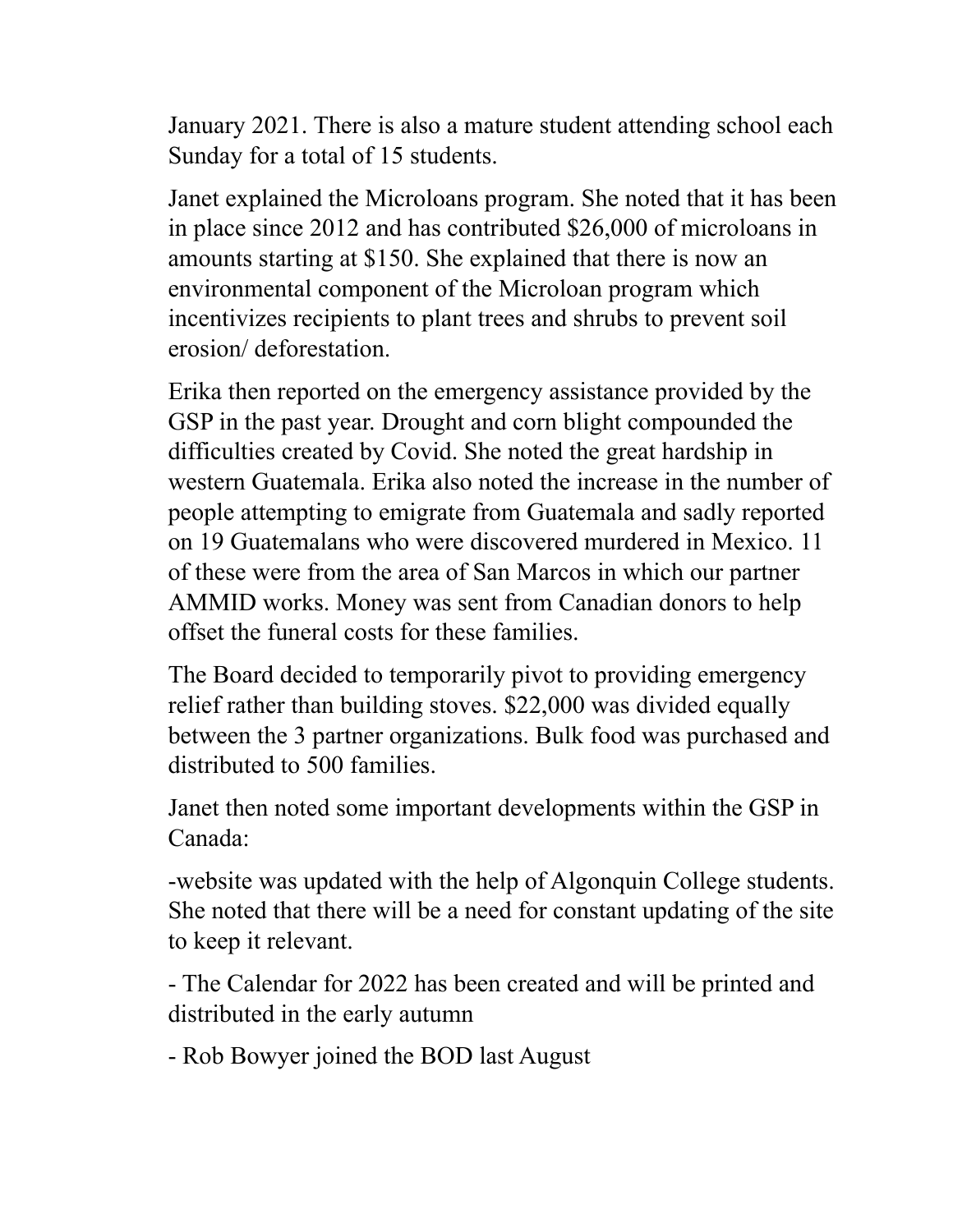January 2021. There is also a mature student attending school each Sunday for a total of 15 students.

Janet explained the Microloans program. She noted that it has been in place since 2012 and has contributed $26,000 of microloans in amounts starting at $150. She explained that there is now an environmental component of the Microloan program which incentivizes recipients to plant trees and shrubs to prevent soil erosion/ deforestation.

Erika then reported on the emergency assistance provided by the GSP in the past year. Drought and corn blight compounded the difficulties created by Covid. She noted the great hardship in western Guatemala. Erika also noted the increase in the number of people attempting to emigrate from Guatemala and sadly reported on 19 Guatemalans who were discovered murdered in Mexico. 11 of these were from the area of San Marcos in which our partner AMMID works. Money was sent from Canadian donors to help offset the funeral costs for these families.

The Board decided to temporarily pivot to providing emergency relief rather than building stoves. $22,000 was divided equally between the 3 partner organizations. Bulk food was purchased and distributed to 500 families.

Janet then noted some important developments within the GSP in Canada:

-website was updated with the help of Algonquin College students. She noted that there will be a need for constant updating of the site to keep it relevant.

- The Calendar for 2022 has been created and will be printed and distributed in the early autumn

- Rob Bowyer joined the BOD last August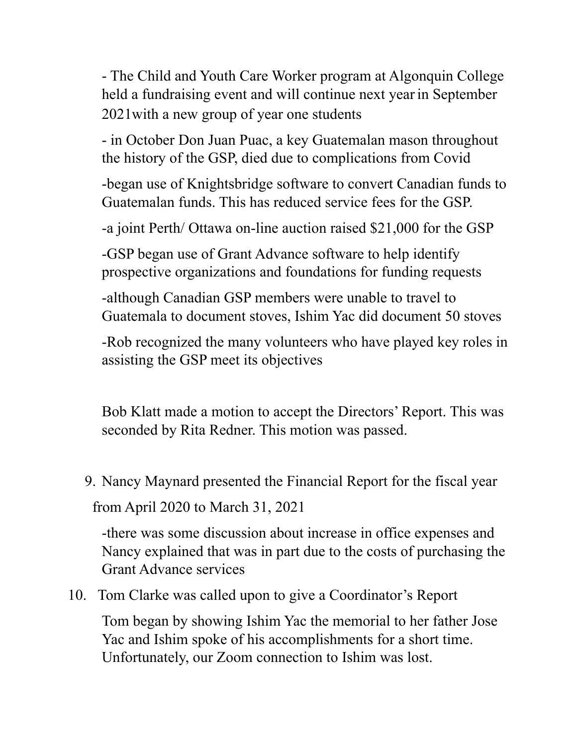- The Child and Youth Care Worker program at Algonquin College held a fundraising event and will continue next year in September 2021with a new group of year one students

- in October Don Juan Puac, a key Guatemalan mason throughout the history of the GSP, died due to complications from Covid

-began use of Knightsbridge software to convert Canadian funds to Guatemalan funds. This has reduced service fees for the GSP.

-a joint Perth/ Ottawa on-line auction raised $21,000 for the GSP

-GSP began use of Grant Advance software to help identify prospective organizations and foundations for funding requests

-although Canadian GSP members were unable to travel to Guatemala to document stoves, Ishim Yac did document 50 stoves

-Rob recognized the many volunteers who have played key roles in assisting the GSP meet its objectives

Bob Klatt made a motion to accept the Directors' Report. This was seconded by Rita Redner. This motion was passed.

9. Nancy Maynard presented the Financial Report for the fiscal year from April 2020 to March 31, 2021

   -there was some discussion about increase in office expenses and Nancy explained that was in part due to the costs of purchasing the Grant Advance services

10. Tom Clarke was called upon to give a Coordinator's Report

    Tom began by showing Ishim Yac the memorial to her father Jose Yac and Ishim spoke of his accomplishments for a short time. Unfortunately, our Zoom connection to Ishim was lost.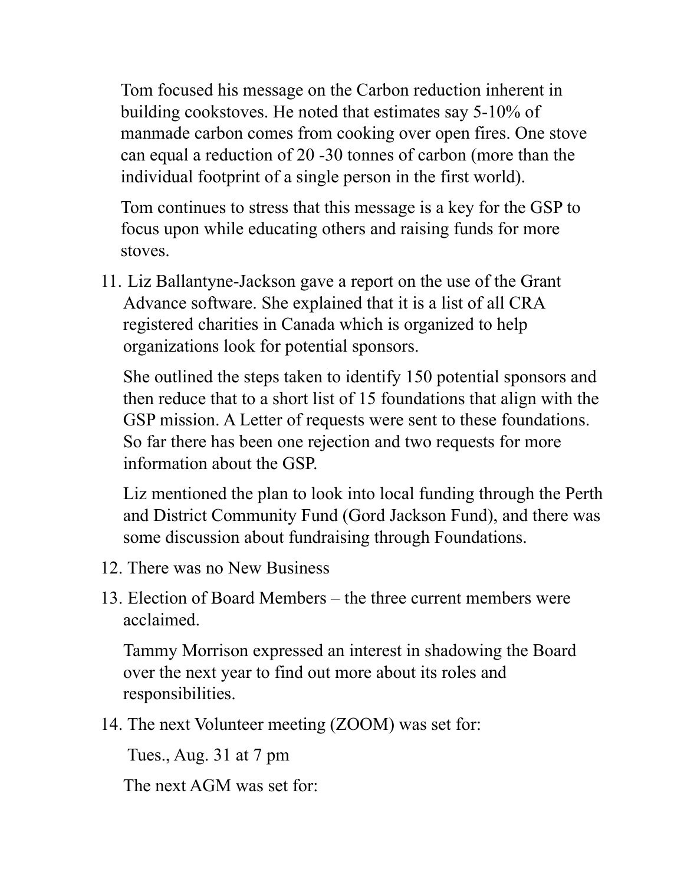Tom focused his message on the Carbon reduction inherent in building cookstoves. He noted that estimates say 5-10% of manmade carbon comes from cooking over open fires. One stove can equal a reduction of 20 -30 tonnes of carbon (more than the individual footprint of a single person in the first world).

Tom continues to stress that this message is a key for the GSP to focus upon while educating others and raising funds for more stoves.

11. Liz Ballantyne-Jackson gave a report on the use of the Grant Advance software. She explained that it is a list of all CRA registered charities in Canada which is organized to help organizations look for potential sponsors.

    She outlined the steps taken to identify 150 potential sponsors and then reduce that to a short list of 15 foundations that align with the GSP mission. A Letter of requests were sent to these foundations. So far there has been one rejection and two requests for more information about the GSP.

    Liz mentioned the plan to look into local funding through the Perth and District Community Fund (Gord Jackson Fund), and there was some discussion about fundraising through Foundations.

12. There was no New Business

13. Election of Board Members – the three current members were acclaimed.

    Tammy Morrison expressed an interest in shadowing the Board over the next year to find out more about its roles and responsibilities.

14. The next Volunteer meeting (ZOOM) was set for:

    Tues., Aug. 31 at 7 pm

    The next AGM was set for: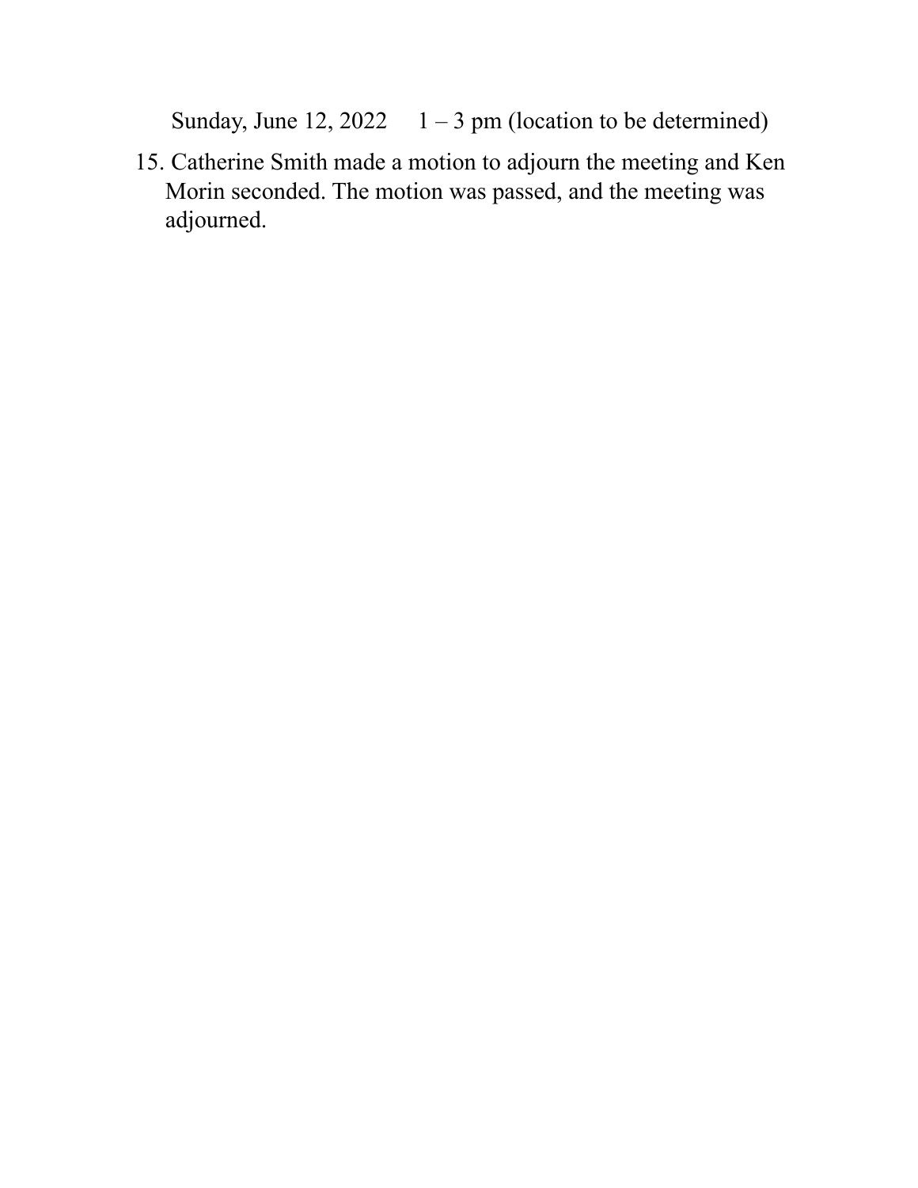Sunday, June 12, 2022    1 – 3 pm (location to be determined)

15. Catherine Smith made a motion to adjourn the meeting and Ken Morin seconded. The motion was passed, and the meeting was adjourned.